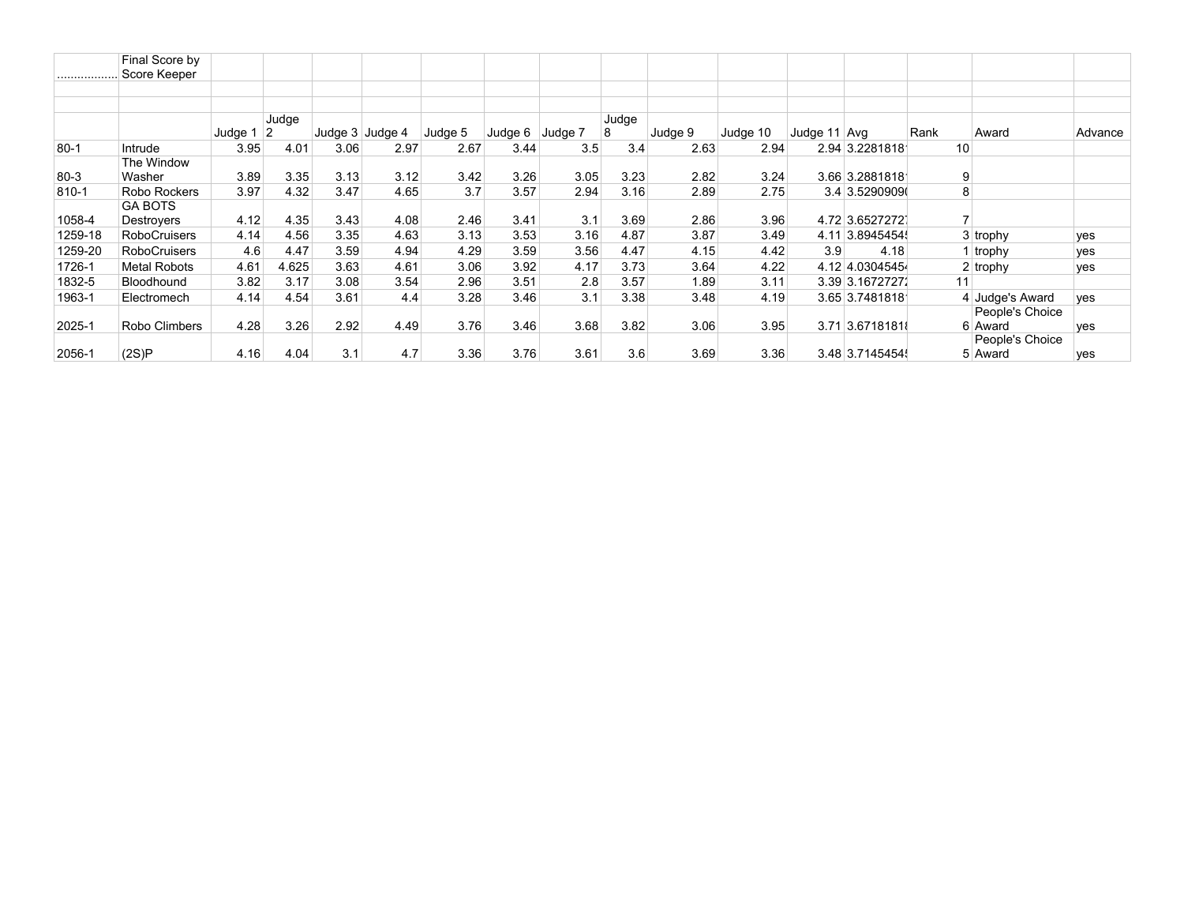| .................. | Final Score by Score Keeper | | | | | | | | | | | | | | | |
|---|---|---|---|---|---|---|---|---|---|---|---|---|---|---|---|---|
| | | | | | | | | | | | | | | | | |
| | | | | | | | | | | | | | | | | |
| | | Judge 1 | Judge 2 | Judge 3 | Judge 4 | Judge 5 | Judge 6 | Judge 7 | Judge 8 | Judge 9 | Judge 10 | Judge 11 | Avg | Rank | Award | Advance |
| 80-1 | Intrude | 3.95 | 4.01 | 3.06 | 2.97 | 2.67 | 3.44 | 3.5 | 3.4 | 2.63 | 2.94 | 2.94 | 3.2281818 | 10 | | |
| 80-3 | The Window Washer | 3.89 | 3.35 | 3.13 | 3.12 | 3.42 | 3.26 | 3.05 | 3.23 | 2.82 | 3.24 | 3.66 | 3.2881818 | 9 | | |
| 810-1 | Robo Rockers | 3.97 | 4.32 | 3.47 | 4.65 | 3.7 | 3.57 | 2.94 | 3.16 | 2.89 | 2.75 | 3.4 | 3.5290909 | 8 | | |
| 1058-4 | GA BOTS Destroyers | 4.12 | 4.35 | 3.43 | 4.08 | 2.46 | 3.41 | 3.1 | 3.69 | 2.86 | 3.96 | 4.72 | 3.6527272 | 7 | | |
| 1259-18 | RoboCruisers | 4.14 | 4.56 | 3.35 | 4.63 | 3.13 | 3.53 | 3.16 | 4.87 | 3.87 | 3.49 | 4.11 | 3.8945454 | 3 | trophy | yes |
| 1259-20 | RoboCruisers | 4.6 | 4.47 | 3.59 | 4.94 | 4.29 | 3.59 | 3.56 | 4.47 | 4.15 | 4.42 | 3.9 | 4.18 | 1 | trophy | yes |
| 1726-1 | Metal Robots | 4.61 | 4.625 | 3.63 | 4.61 | 3.06 | 3.92 | 4.17 | 3.73 | 3.64 | 4.22 | 4.12 | 4.0304545 | 2 | trophy | yes |
| 1832-5 | Bloodhound | 3.82 | 3.17 | 3.08 | 3.54 | 2.96 | 3.51 | 2.8 | 3.57 | 1.89 | 3.11 | 3.39 | 3.1672727 | 11 | | |
| 1963-1 | Electromech | 4.14 | 4.54 | 3.61 | 4.4 | 3.28 | 3.46 | 3.1 | 3.38 | 3.48 | 4.19 | 3.65 | 3.7481818 | 4 | Judge's Award | yes |
| 2025-1 | Robo Climbers | 4.28 | 3.26 | 2.92 | 4.49 | 3.76 | 3.46 | 3.68 | 3.82 | 3.06 | 3.95 | 3.71 | 3.6718181 | 6 | People's Choice Award | yes |
| 2056-1 | (2S)P | 4.16 | 4.04 | 3.1 | 4.7 | 3.36 | 3.76 | 3.61 | 3.6 | 3.69 | 3.36 | 3.48 | 3.7145454 | 5 | People's Choice Award | yes |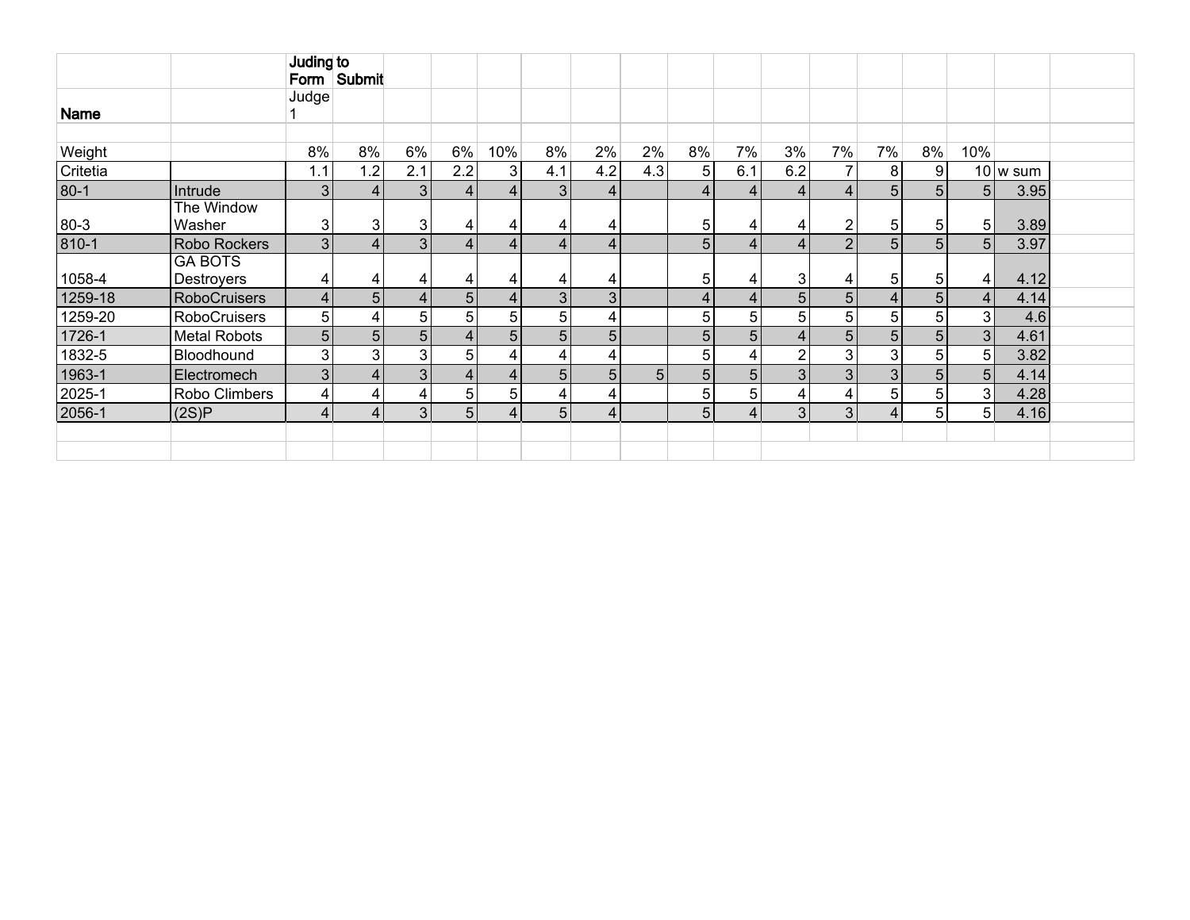| Name | | Juding to Form | Submit | | | | | | | | | | | | | | |
|---|---|---|---|---|---|---|---|---|---|---|---|---|---|---|---|---|---|
| | | Judge 1 | | | | | | | | | | | | | | | |
| | | | | | | | | | | | | | | | | | |
| Weight | | 8% | 8% | 6% | 6% | 10% | 8% | 2% | 2% | 8% | 7% | 3% | 7% | 7% | 8% | 10% | |
| Critetia | | 1.1 | 1.2 | 2.1 | 2.2 | 3 | 4.1 | 4.2 | 4.3 | 5 | 6.1 | 6.2 | 7 | 8 | 9 | 10 | w sum |
| 80-1 | Intrude | 3 | 4 | 3 | 4 | 4 | 3 | 4 | | 4 | 4 | 4 | 4 | 5 | 5 | 5 | 3.95 |
| 80-3 | The Window Washer | 3 | 3 | 3 | 4 | 4 | 4 | 4 | | 5 | 4 | 4 | 2 | 5 | 5 | 5 | 3.89 |
| 810-1 | Robo Rockers | 3 | 4 | 3 | 4 | 4 | 4 | 4 | | 5 | 4 | 4 | 2 | 5 | 5 | 5 | 3.97 |
| 1058-4 | GA BOTS Destroyers | 4 | 4 | 4 | 4 | 4 | 4 | 4 | | 5 | 4 | 3 | 4 | 5 | 5 | 4 | 4.12 |
| 1259-18 | RoboCruisers | 4 | 5 | 4 | 5 | 4 | 3 | 3 | | 4 | 4 | 5 | 5 | 4 | 5 | 4 | 4.14 |
| 1259-20 | RoboCruisers | 5 | 4 | 5 | 5 | 5 | 5 | 4 | | 5 | 5 | 5 | 5 | 5 | 5 | 3 | 4.6 |
| 1726-1 | Metal Robots | 5 | 5 | 5 | 4 | 5 | 5 | 5 | | 5 | 5 | 4 | 5 | 5 | 5 | 3 | 4.61 |
| 1832-5 | Bloodhound | 3 | 3 | 3 | 5 | 4 | 4 | 4 | | 5 | 4 | 2 | 3 | 3 | 5 | 5 | 3.82 |
| 1963-1 | Electromech | 3 | 4 | 3 | 4 | 4 | 5 | 5 | 5 | 5 | 5 | 3 | 3 | 3 | 5 | 5 | 4.14 |
| 2025-1 | Robo Climbers | 4 | 4 | 4 | 5 | 5 | 4 | 4 | | 5 | 5 | 4 | 4 | 5 | 5 | 3 | 4.28 |
| 2056-1 | (2S)P | 4 | 4 | 3 | 5 | 4 | 5 | 4 | | 5 | 4 | 3 | 3 | 4 | 5 | 5 | 4.16 |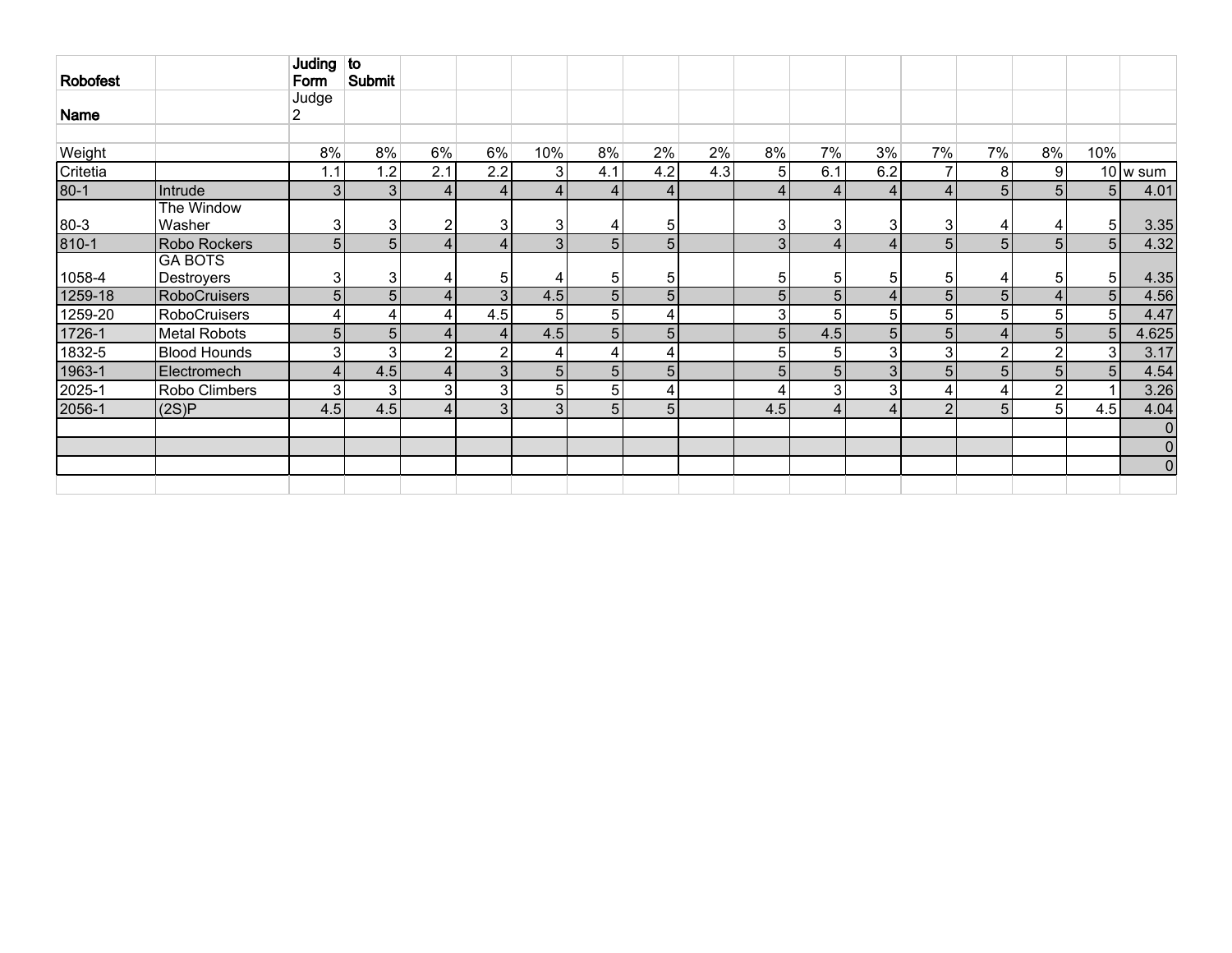| Robofest | | Juding Form | to Submit | | | | | | | | | | | | | |
|---|---|---|---|---|---|---|---|---|---|---|---|---|---|---|---|---|
| Name | | Judge 2 | | | | | | | | | | | | | | |
| | | | | | | | | | | | | | | | | |
| Weight | | 8% | 8% | 6% | 6% | 10% | 8% | 2% | 2% | 8% | 7% | 3% | 7% | 7% | 8% | 10% | |
| Critetia | | 1.1 | 1.2 | 2.1 | 2.2 | 3 | 4.1 | 4.2 | 4.3 | 5 | 6.1 | 6.2 | 7 | 8 | 9 | 10 | w sum |
| 80-1 | Intrude | 3 | 3 | 4 | 4 | 4 | 4 | 4 | | 4 | 4 | 4 | 4 | 5 | 5 | 5 | 4.01 |
| 80-3 | The Window Washer | 3 | 3 | 2 | 3 | 3 | 4 | 5 | | 3 | 3 | 3 | 3 | 4 | 4 | 5 | 3.35 |
| 810-1 | Robo Rockers | 5 | 5 | 4 | 4 | 3 | 5 | 5 | | 3 | 4 | 4 | 5 | 5 | 5 | 5 | 4.32 |
| 1058-4 | GA BOTS Destroyers | 3 | 3 | 4 | 5 | 4 | 5 | 5 | | 5 | 5 | 5 | 5 | 4 | 5 | 5 | 4.35 |
| 1259-18 | RoboCruisers | 5 | 5 | 4 | 3 | 4.5 | 5 | 5 | | 5 | 5 | 4 | 5 | 5 | 4 | 5 | 4.56 |
| 1259-20 | RoboCruisers | 4 | 4 | 4 | 4.5 | 5 | 5 | 4 | | 3 | 5 | 5 | 5 | 5 | 5 | 5 | 4.47 |
| 1726-1 | Metal Robots | 5 | 5 | 4 | 4 | 4.5 | 5 | 5 | | 5 | 4.5 | 5 | 5 | 4 | 5 | 5 | 4.625 |
| 1832-5 | Blood Hounds | 3 | 3 | 2 | 2 | 4 | 4 | 4 | | 5 | 5 | 3 | 3 | 2 | 2 | 3 | 3.17 |
| 1963-1 | Electromech | 4 | 4.5 | 4 | 3 | 5 | 5 | 5 | | 5 | 5 | 3 | 5 | 5 | 5 | 5 | 4.54 |
| 2025-1 | Robo Climbers | 3 | 3 | 3 | 3 | 5 | 5 | 4 | | 4 | 3 | 3 | 4 | 4 | 2 | 1 | 3.26 |
| 2056-1 | (2S)P | 4.5 | 4.5 | 4 | 3 | 3 | 5 | 5 | | 4.5 | 4 | 4 | 2 | 5 | 5 | 4.5 | 4.04 |
| | | | | | | | | | | | | | | | | | 0 |
| | | | | | | | | | | | | | | | | | 0 |
| | | | | | | | | | | | | | | | | | 0 |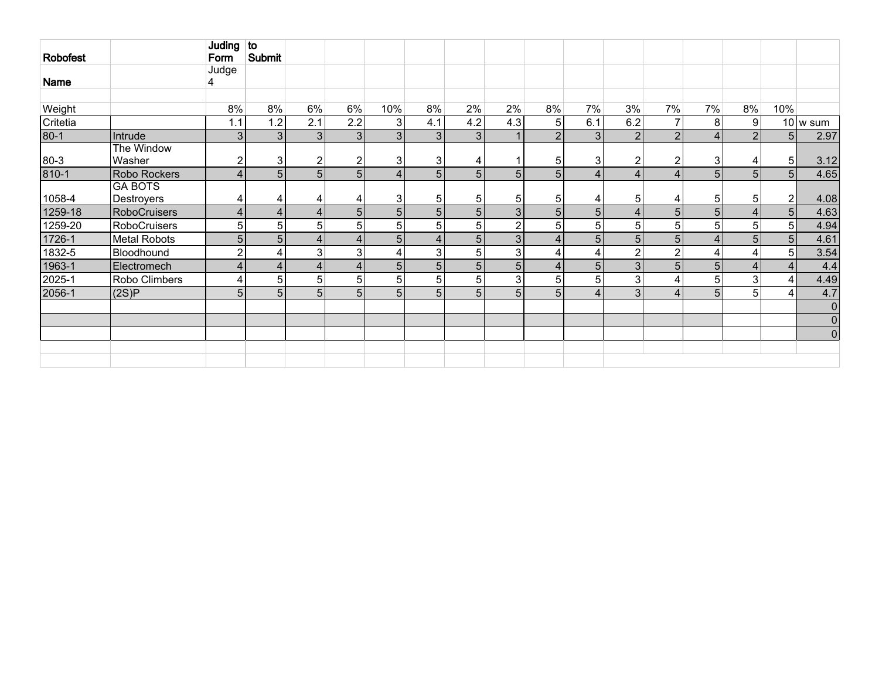| Robofest | | Juding Form | to Submit | | | | | | | | | | | | | | |
|---|---|---|---|---|---|---|---|---|---|---|---|---|---|---|---|---|---|
| Name | | Judge 4 | | | | | | | | | | | | | | | |
| | | | | | | | | | | | | | | | | | |
| Weight | | 8% | 8% | 6% | 6% | 10% | 8% | 2% | 2% | 8% | 7% | 3% | 7% | 7% | 8% | 10% | |
| Critetia | | 1.1 | 1.2 | 2.1 | 2.2 | 3 | 4.1 | 4.2 | 4.3 | 5 | 6.1 | 6.2 | 7 | 8 | 9 | 10 | w sum |
| 80-1 | Intrude | 3 | 3 | 3 | 3 | 3 | 3 | 3 | 1 | 2 | 3 | 2 | 2 | 4 | 2 | 5 | 2.97 |
| 80-3 | The Window Washer | 2 | 3 | 2 | 2 | 3 | 3 | 4 | 1 | 5 | 3 | 2 | 2 | 3 | 4 | 5 | 3.12 |
| 810-1 | Robo Rockers | 4 | 5 | 5 | 5 | 4 | 5 | 5 | 5 | 5 | 4 | 4 | 4 | 5 | 5 | 5 | 4.65 |
| 1058-4 | GA BOTS Destroyers | 4 | 4 | 4 | 4 | 3 | 5 | 5 | 5 | 5 | 4 | 5 | 4 | 5 | 5 | 2 | 4.08 |
| 1259-18 | RoboCruisers | 4 | 4 | 4 | 5 | 5 | 5 | 5 | 3 | 5 | 5 | 4 | 5 | 5 | 4 | 5 | 4.63 |
| 1259-20 | RoboCruisers | 5 | 5 | 5 | 5 | 5 | 5 | 5 | 2 | 5 | 5 | 5 | 5 | 5 | 5 | 5 | 4.94 |
| 1726-1 | Metal Robots | 5 | 5 | 4 | 4 | 5 | 4 | 5 | 3 | 4 | 5 | 5 | 5 | 4 | 5 | 5 | 4.61 |
| 1832-5 | Bloodhound | 2 | 4 | 3 | 3 | 4 | 3 | 5 | 3 | 4 | 4 | 2 | 2 | 4 | 4 | 5 | 3.54 |
| 1963-1 | Electromech | 4 | 4 | 4 | 4 | 5 | 5 | 5 | 5 | 4 | 5 | 3 | 5 | 5 | 4 | 4 | 4.4 |
| 2025-1 | Robo Climbers | 4 | 5 | 5 | 5 | 5 | 5 | 5 | 3 | 5 | 5 | 3 | 4 | 5 | 3 | 4 | 4.49 |
| 2056-1 | (2S)P | 5 | 5 | 5 | 5 | 5 | 5 | 5 | 5 | 5 | 4 | 3 | 4 | 5 | 5 | 4 | 4.7 |
| | | | | | | | | | | | | | | | | | 0 |
| | | | | | | | | | | | | | | | | | 0 |
| | | | | | | | | | | | | | | | | | 0 |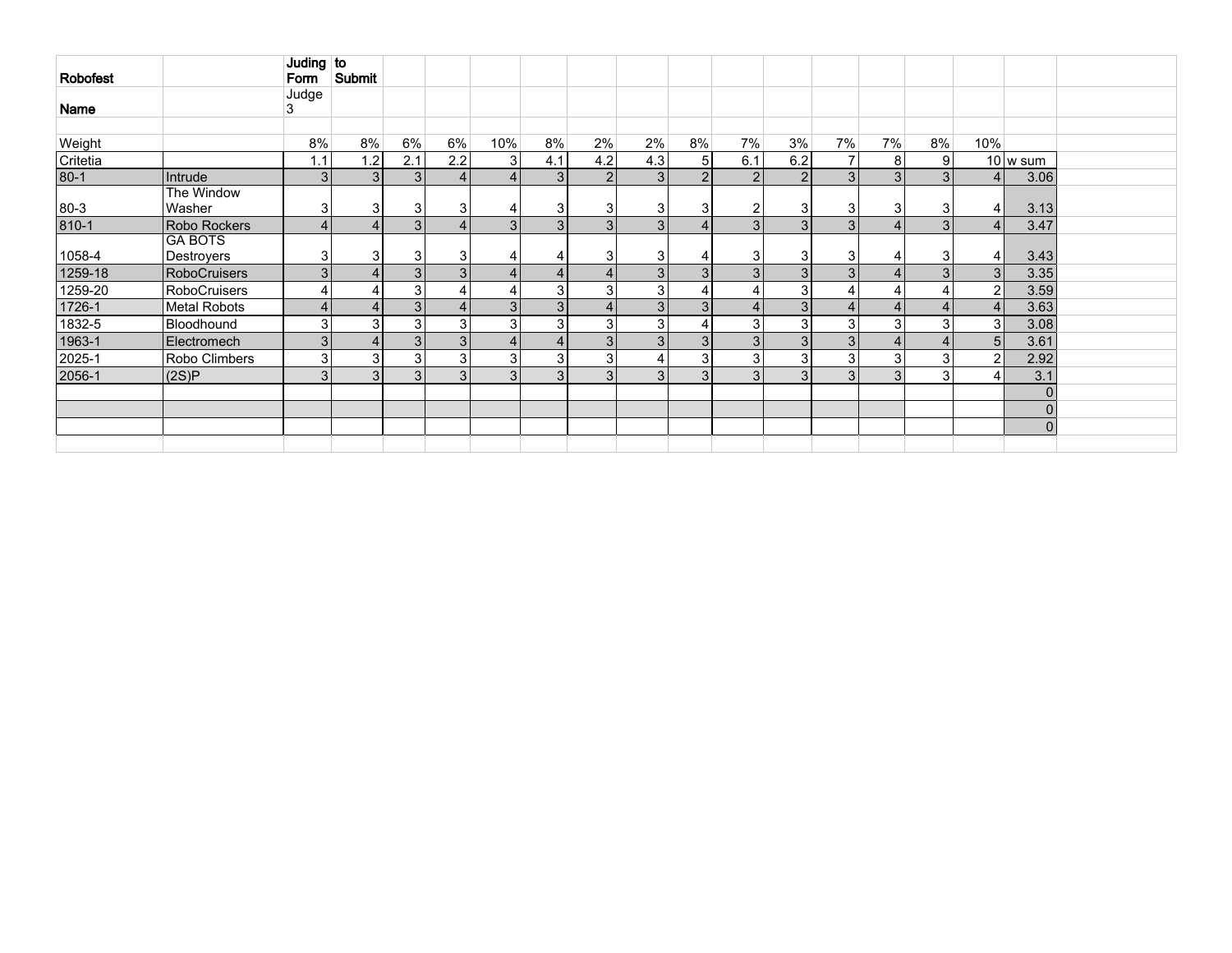| Robofest | | Juding Form | to Submit | | | | | | | | | | | | | | |
|---|---|---|---|---|---|---|---|---|---|---|---|---|---|---|---|---|---|
| Name | | Judge 3 | | | | | | | | | | | | | | | |
| | | | | | | | | | | | | | | | | | |
| Weight | | 8% | 8% | 6% | 6% | 10% | 8% | 2% | 2% | 8% | 7% | 3% | 7% | 7% | 8% | 10% | |
| Critetia | | 1.1 | 1.2 | 2.1 | 2.2 | 3 | 4.1 | 4.2 | 4.3 | 5 | 6.1 | 6.2 | 7 | 8 | 9 | 10 | w sum |
| 80-1 | Intrude | 3 | 3 | 3 | 4 | 4 | 3 | 2 | 3 | 2 | 2 | 2 | 3 | 3 | 3 | 4 | 3.06 |
| 80-3 | The Window Washer | 3 | 3 | 3 | 3 | 4 | 3 | 3 | 3 | 3 | 2 | 3 | 3 | 3 | 3 | 4 | 3.13 |
| 810-1 | Robo Rockers | 4 | 4 | 3 | 4 | 3 | 3 | 3 | 3 | 4 | 3 | 3 | 3 | 4 | 3 | 4 | 3.47 |
| 1058-4 | GA BOTS Destroyers | 3 | 3 | 3 | 3 | 4 | 4 | 3 | 3 | 4 | 3 | 3 | 3 | 4 | 3 | 4 | 3.43 |
| 1259-18 | RoboCruisers | 3 | 4 | 3 | 3 | 4 | 4 | 4 | 3 | 3 | 3 | 3 | 3 | 4 | 3 | 3 | 3.35 |
| 1259-20 | RoboCruisers | 4 | 4 | 3 | 4 | 4 | 3 | 3 | 3 | 4 | 4 | 3 | 4 | 4 | 4 | 2 | 3.59 |
| 1726-1 | Metal Robots | 4 | 4 | 3 | 4 | 3 | 3 | 4 | 3 | 3 | 4 | 3 | 4 | 4 | 4 | 4 | 3.63 |
| 1832-5 | Bloodhound | 3 | 3 | 3 | 3 | 3 | 3 | 3 | 3 | 4 | 3 | 3 | 3 | 3 | 3 | 3 | 3.08 |
| 1963-1 | Electromech | 3 | 4 | 3 | 3 | 4 | 4 | 3 | 3 | 3 | 3 | 3 | 3 | 4 | 4 | 5 | 3.61 |
| 2025-1 | Robo Climbers | 3 | 3 | 3 | 3 | 3 | 3 | 3 | 4 | 3 | 3 | 3 | 3 | 3 | 3 | 2 | 2.92 |
| 2056-1 | (2S)P | 3 | 3 | 3 | 3 | 3 | 3 | 3 | 3 | 3 | 3 | 3 | 3 | 3 | 3 | 4 | 3.1 |
| | | | | | | | | | | | | | | | | | 0 |
| | | | | | | | | | | | | | | | | | 0 |
| | | | | | | | | | | | | | | | | | 0 |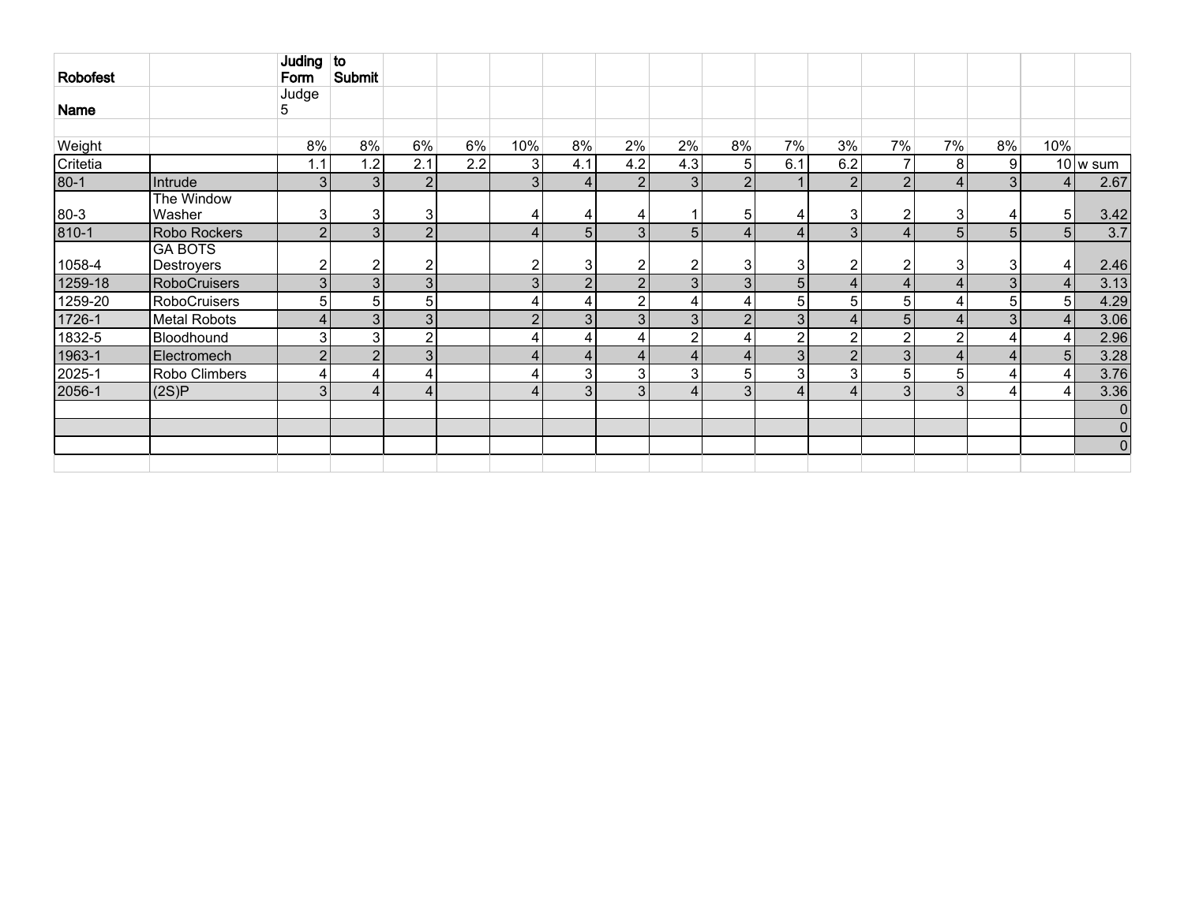| Robofest | | Juding Form | to Submit | | | | | | | | | | | | | | |
|---|---|---|---|---|---|---|---|---|---|---|---|---|---|---|---|---|---|
| Name | | Judge 5 | | | | | | | | | | | | | | | |
| | | | | | | | | | | | | | | | | | |
| Weight | | 8% | 8% | 6% | 6% | 10% | 8% | 2% | 2% | 8% | 7% | 3% | 7% | 7% | 8% | 10% | |
| Critetia | | 1.1 | 1.2 | 2.1 | 2.2 | 3 | 4.1 | 4.2 | 4.3 | 5 | 6.1 | 6.2 | 7 | 8 | 9 | 10 | w sum |
| 80-1 | Intrude | 3 | 3 | 2 | | 3 | 4 | 2 | 3 | 2 | 1 | 2 | 2 | 4 | 3 | 4 | 2.67 |
| 80-3 | The Window Washer | 3 | 3 | 3 | | 4 | 4 | 4 | 1 | 5 | 4 | 3 | 2 | 3 | 4 | 5 | 3.42 |
| 810-1 | Robo Rockers | 2 | 3 | 2 | | 4 | 5 | 3 | 5 | 4 | 4 | 3 | 4 | 5 | 5 | 5 | 3.7 |
| 1058-4 | GA BOTS Destroyers | 2 | 2 | 2 | | 2 | 3 | 2 | 2 | 3 | 3 | 2 | 2 | 3 | 3 | 4 | 2.46 |
| 1259-18 | RoboCruisers | 3 | 3 | 3 | | 3 | 2 | 2 | 3 | 3 | 5 | 4 | 4 | 4 | 3 | 4 | 3.13 |
| 1259-20 | RoboCruisers | 5 | 5 | 5 | | 4 | 4 | 2 | 4 | 4 | 5 | 5 | 5 | 4 | 5 | 5 | 4.29 |
| 1726-1 | Metal Robots | 4 | 3 | 3 | | 2 | 3 | 3 | 3 | 2 | 3 | 4 | 5 | 4 | 3 | 4 | 3.06 |
| 1832-5 | Bloodhound | 3 | 3 | 2 | | 4 | 4 | 4 | 2 | 4 | 2 | 2 | 2 | 2 | 4 | 4 | 2.96 |
| 1963-1 | Electromech | 2 | 2 | 3 | | 4 | 4 | 4 | 4 | 4 | 3 | 2 | 3 | 4 | 4 | 5 | 3.28 |
| 2025-1 | Robo Climbers | 4 | 4 | 4 | | 4 | 3 | 3 | 3 | 5 | 3 | 3 | 5 | 5 | 4 | 4 | 3.76 |
| 2056-1 | (2S)P | 3 | 4 | 4 | | 4 | 3 | 3 | 4 | 3 | 4 | 4 | 3 | 3 | 4 | 4 | 3.36 |
| | | | | | | | | | | | | | | | | | 0 |
| | | | | | | | | | | | | | | | | | 0 |
| | | | | | | | | | | | | | | | | | 0 |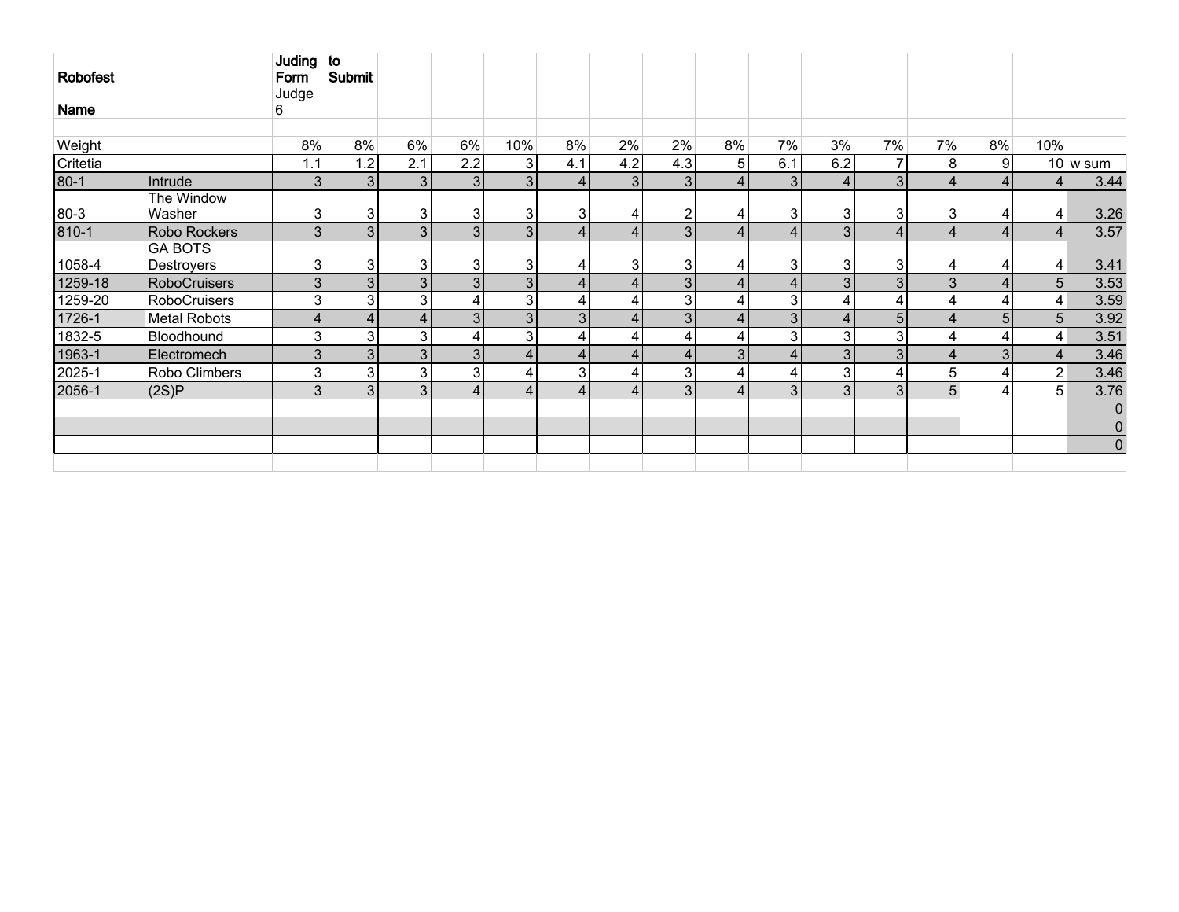| Robofest | | Juding Form | to Submit | | | | | | | | | | | | | |
|---|---|---|---|---|---|---|---|---|---|---|---|---|---|---|---|---|
| Name | | Judge 6 | | | | | | | | | | | | | | |
| | | | | | | | | | | | | | | | | |
| Weight | | 8% | 8% | 6% | 6% | 10% | 8% | 2% | 2% | 8% | 7% | 3% | 7% | 7% | 8% | 10% | |
| Critetia | | 1.1 | 1.2 | 2.1 | 2.2 | 3 | 4.1 | 4.2 | 4.3 | 5 | 6.1 | 6.2 | 7 | 8 | 9 | 10 | w sum |
| 80-1 | Intrude | 3 | 3 | 3 | 3 | 3 | 4 | 3 | 3 | 4 | 3 | 4 | 3 | 4 | 4 | 4 | 3.44 |
| 80-3 | The Window Washer | 3 | 3 | 3 | 3 | 3 | 3 | 4 | 2 | 4 | 3 | 3 | 3 | 3 | 4 | 4 | 3.26 |
| 810-1 | Robo Rockers | 3 | 3 | 3 | 3 | 3 | 4 | 4 | 3 | 4 | 4 | 3 | 4 | 4 | 4 | 4 | 3.57 |
| 1058-4 | GA BOTS Destroyers | 3 | 3 | 3 | 3 | 3 | 4 | 3 | 3 | 4 | 3 | 3 | 3 | 4 | 4 | 4 | 3.41 |
| 1259-18 | RoboCruisers | 3 | 3 | 3 | 3 | 3 | 4 | 4 | 3 | 4 | 4 | 3 | 3 | 3 | 4 | 5 | 3.53 |
| 1259-20 | RoboCruisers | 3 | 3 | 3 | 4 | 3 | 4 | 4 | 3 | 4 | 3 | 4 | 4 | 4 | 4 | 4 | 3.59 |
| 1726-1 | Metal Robots | 4 | 4 | 4 | 3 | 3 | 3 | 4 | 3 | 4 | 3 | 4 | 5 | 4 | 5 | 5 | 3.92 |
| 1832-5 | Bloodhound | 3 | 3 | 3 | 4 | 3 | 4 | 4 | 4 | 4 | 3 | 3 | 3 | 4 | 4 | 4 | 3.51 |
| 1963-1 | Electromech | 3 | 3 | 3 | 3 | 4 | 4 | 4 | 4 | 3 | 4 | 3 | 3 | 4 | 3 | 4 | 3.46 |
| 2025-1 | Robo Climbers | 3 | 3 | 3 | 3 | 4 | 3 | 4 | 3 | 4 | 4 | 3 | 4 | 5 | 4 | 2 | 3.46 |
| 2056-1 | (2S)P | 3 | 3 | 3 | 4 | 4 | 4 | 4 | 3 | 4 | 3 | 3 | 3 | 5 | 4 | 5 | 3.76 |
| | | | | | | | | | | | | | | | | | 0 |
| | | | | | | | | | | | | | | | | | 0 |
| | | | | | | | | | | | | | | | | | 0 |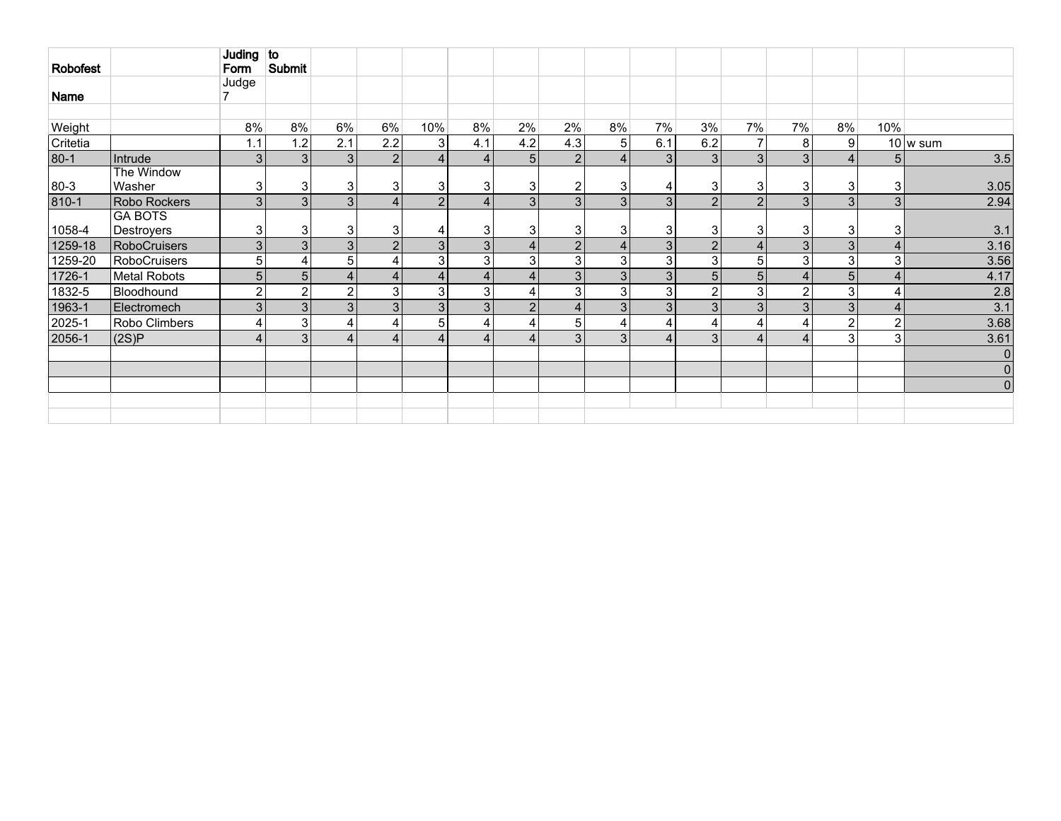| Robofest | | Juding Form | to Submit | | | | | | | | | | | | | | |
|---|---|---|---|---|---|---|---|---|---|---|---|---|---|---|---|---|---|
| Name | | Judge 7 | | | | | | | | | | | | | | | |
| | | | | | | | | | | | | | | | | | |
| Weight | | 8% | 8% | 6% | 6% | 10% | 8% | 2% | 2% | 8% | 7% | 3% | 7% | 7% | 8% | 10% | |
| Critetia | | 1.1 | 1.2 | 2.1 | 2.2 | 3 | 4.1 | 4.2 | 4.3 | 5 | 6.1 | 6.2 | 7 | 8 | 9 | 10 | w sum |
| 80-1 | Intrude | 3 | 3 | 3 | 2 | 4 | 4 | 5 | 2 | 4 | 3 | 3 | 3 | 3 | 4 | 5 | 3.5 |
| 80-3 | The Window Washer | 3 | 3 | 3 | 3 | 3 | 3 | 3 | 2 | 3 | 4 | 3 | 3 | 3 | 3 | 3 | 3.05 |
| 810-1 | Robo Rockers | 3 | 3 | 3 | 4 | 2 | 4 | 3 | 3 | 3 | 3 | 2 | 2 | 3 | 3 | 3 | 2.94 |
| 1058-4 | GA BOTS Destroyers | 3 | 3 | 3 | 3 | 4 | 3 | 3 | 3 | 3 | 3 | 3 | 3 | 3 | 3 | 3 | 3.1 |
| 1259-18 | RoboCruisers | 3 | 3 | 3 | 2 | 3 | 3 | 4 | 2 | 4 | 3 | 2 | 4 | 3 | 3 | 4 | 3.16 |
| 1259-20 | RoboCruisers | 5 | 4 | 5 | 4 | 3 | 3 | 3 | 3 | 3 | 3 | 3 | 5 | 3 | 3 | 3 | 3.56 |
| 1726-1 | Metal Robots | 5 | 5 | 4 | 4 | 4 | 4 | 4 | 3 | 3 | 3 | 5 | 5 | 4 | 5 | 4 | 4.17 |
| 1832-5 | Bloodhound | 2 | 2 | 2 | 3 | 3 | 3 | 4 | 3 | 3 | 3 | 2 | 3 | 2 | 3 | 4 | 2.8 |
| 1963-1 | Electromech | 3 | 3 | 3 | 3 | 3 | 3 | 2 | 4 | 3 | 3 | 3 | 3 | 3 | 3 | 4 | 3.1 |
| 2025-1 | Robo Climbers | 4 | 3 | 4 | 4 | 5 | 4 | 4 | 5 | 4 | 4 | 4 | 4 | 4 | 2 | 2 | 3.68 |
| 2056-1 | (2S)P | 4 | 3 | 4 | 4 | 4 | 4 | 4 | 3 | 3 | 4 | 3 | 4 | 4 | 3 | 3 | 3.61 |
| | | | | | | | | | | | | | | | | | 0 |
| | | | | | | | | | | | | | | | | | 0 |
| | | | | | | | | | | | | | | | | | 0 |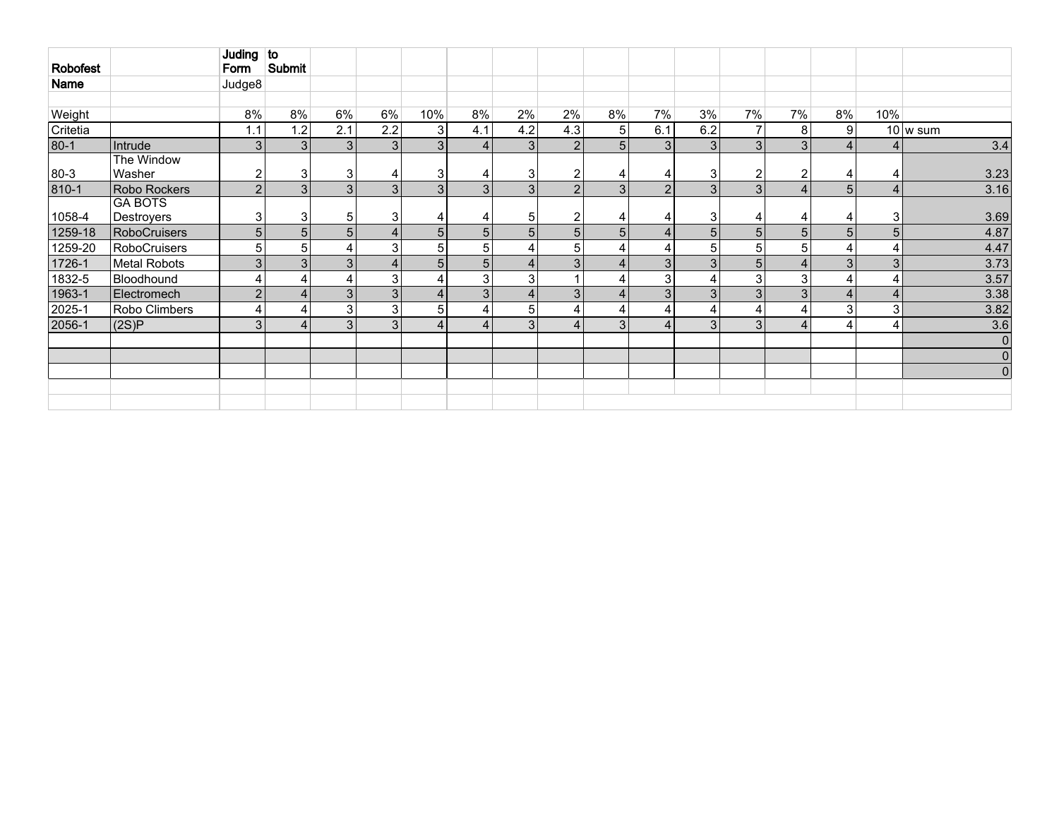| Robofest | | Juding Form | to Submit | | | | | | | | | | | | | | |
|---|---|---|---|---|---|---|---|---|---|---|---|---|---|---|---|---|---|
| Name | | Judge8 | | | | | | | | | | | | | | | |
| | | | | | | | | | | | | | | | | | |
| Weight | | 8% | 8% | 6% | 6% | 10% | 8% | 2% | 2% | 8% | 7% | 3% | 7% | 7% | 8% | 10% | |
| Critetia | | 1.1 | 1.2 | 2.1 | 2.2 | 3 | 4.1 | 4.2 | 4.3 | 5 | 6.1 | 6.2 | 7 | 8 | 9 | 10 | w sum |
| 80-1 | Intrude | 3 | 3 | 3 | 3 | 3 | 4 | 3 | 2 | 5 | 3 | 3 | 3 | 3 | 4 | 4 | 3.4 |
| 80-3 | The Window Washer | 2 | 3 | 3 | 4 | 3 | 4 | 3 | 2 | 4 | 4 | 3 | 2 | 2 | 4 | 4 | 3.23 |
| 810-1 | Robo Rockers | 2 | 3 | 3 | 3 | 3 | 3 | 3 | 2 | 3 | 2 | 3 | 3 | 4 | 5 | 4 | 3.16 |
| 1058-4 | GA BOTS Destroyers | 3 | 3 | 5 | 3 | 4 | 4 | 5 | 2 | 4 | 4 | 3 | 4 | 4 | 4 | 3 | 3.69 |
| 1259-18 | RoboCruisers | 5 | 5 | 5 | 4 | 5 | 5 | 5 | 5 | 5 | 4 | 5 | 5 | 5 | 5 | 5 | 4.87 |
| 1259-20 | RoboCruisers | 5 | 5 | 4 | 3 | 5 | 5 | 4 | 5 | 4 | 4 | 5 | 5 | 5 | 4 | 4 | 4.47 |
| 1726-1 | Metal Robots | 3 | 3 | 3 | 4 | 5 | 5 | 4 | 3 | 4 | 3 | 3 | 5 | 4 | 3 | 3 | 3.73 |
| 1832-5 | Bloodhound | 4 | 4 | 4 | 3 | 4 | 3 | 3 | 1 | 4 | 3 | 4 | 3 | 3 | 4 | 4 | 3.57 |
| 1963-1 | Electromech | 2 | 4 | 3 | 3 | 4 | 3 | 4 | 3 | 4 | 3 | 3 | 3 | 3 | 4 | 4 | 3.38 |
| 2025-1 | Robo Climbers | 4 | 4 | 3 | 3 | 5 | 4 | 5 | 4 | 4 | 4 | 4 | 4 | 4 | 3 | 3 | 3.82 |
| 2056-1 | (2S)P | 3 | 4 | 3 | 3 | 4 | 4 | 3 | 4 | 3 | 4 | 3 | 3 | 4 | 4 | 4 | 3.6 |
| | | | | | | | | | | | | | | | | | 0 |
| | | | | | | | | | | | | | | | | | 0 |
| | | | | | | | | | | | | | | | | | 0 |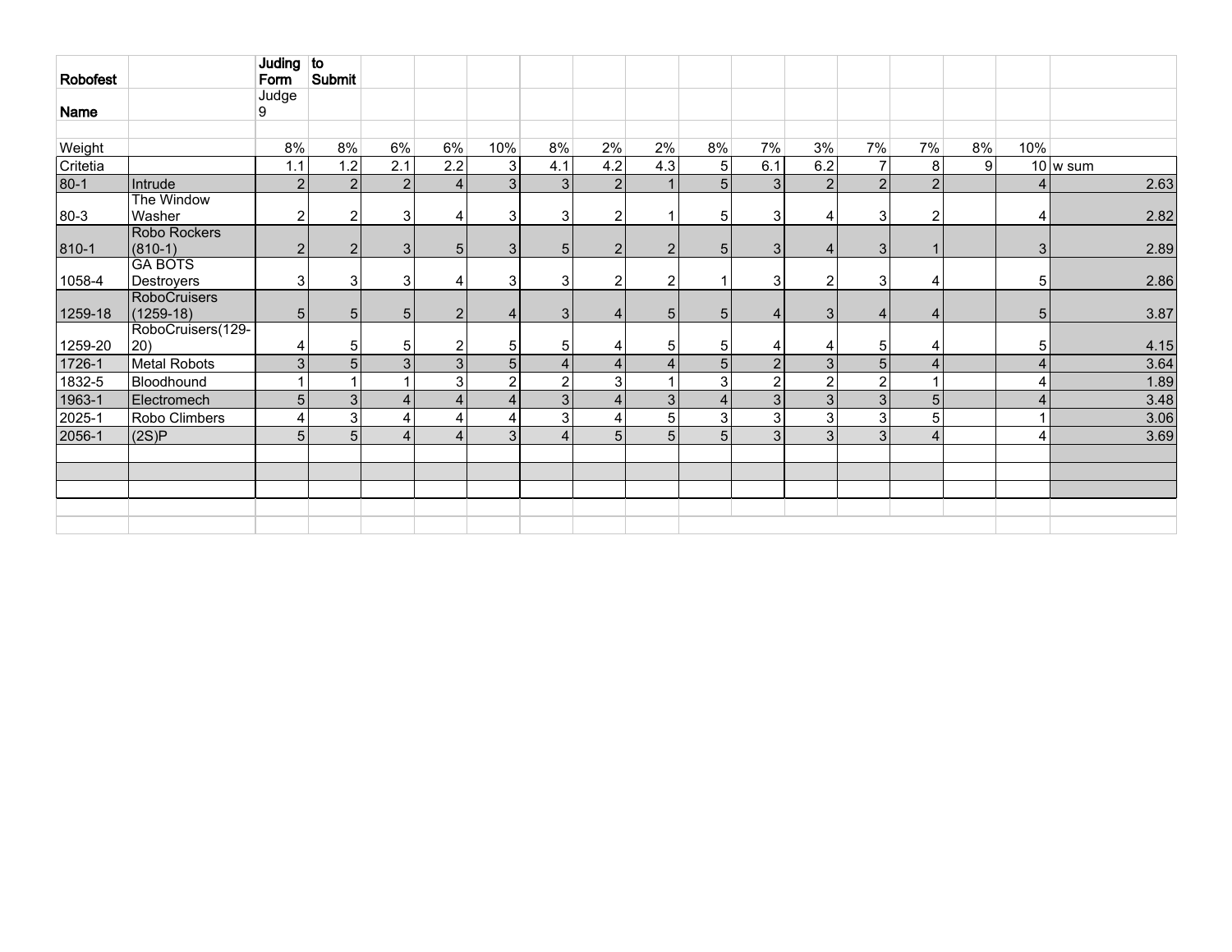| Robofest | | Juding Form | to Submit | | | | | | | | | | | | | |
|---|---|---|---|---|---|---|---|---|---|---|---|---|---|---|---|---|
| Name | | Judge 9 | | | | | | | | | | | | | | |
| | | | | | | | | | | | | | | | | |
| Weight | | 8% | 8% | 6% | 6% | 10% | 8% | 2% | 2% | 8% | 7% | 3% | 7% | 7% | 8% | 10% | |
| Critetia | | 1.1 | 1.2 | 2.1 | 2.2 | 3 | 4.1 | 4.2 | 4.3 | 5 | 6.1 | 6.2 | 7 | 8 | 9 | 10 | w sum |
| 80-1 | Intrude | 2 | 2 | 2 | 4 | 3 | 3 | 2 | 1 | 5 | 3 | 2 | 2 | 2 | | 4 | 2.63 |
| 80-3 | The Window Washer | 2 | 2 | 3 | 4 | 3 | 3 | 2 | 1 | 5 | 3 | 4 | 3 | 2 | | 4 | 2.82 |
| 810-1 | Robo Rockers (810-1) | 2 | 2 | 3 | 5 | 3 | 5 | 2 | 2 | 5 | 3 | 4 | 3 | 1 | | 3 | 2.89 |
| 1058-4 | GA BOTS Destroyers | 3 | 3 | 3 | 4 | 3 | 3 | 2 | 2 | 1 | 3 | 2 | 3 | 4 | | 5 | 2.86 |
| 1259-18 | RoboCruisers (1259-18) | 5 | 5 | 5 | 2 | 4 | 3 | 4 | 5 | 5 | 4 | 3 | 4 | 4 | | 5 | 3.87 |
| 1259-20 | RoboCruisers(129-20) | 4 | 5 | 5 | 2 | 5 | 5 | 4 | 5 | 5 | 4 | 4 | 5 | 4 | | 5 | 4.15 |
| 1726-1 | Metal Robots | 3 | 5 | 3 | 3 | 5 | 4 | 4 | 4 | 5 | 2 | 3 | 5 | 4 | | 4 | 3.64 |
| 1832-5 | Bloodhound | 1 | 1 | 1 | 3 | 2 | 2 | 3 | 1 | 3 | 2 | 2 | 2 | 1 | | 4 | 1.89 |
| 1963-1 | Electromech | 5 | 3 | 4 | 4 | 4 | 3 | 4 | 3 | 4 | 3 | 3 | 3 | 5 | | 4 | 3.48 |
| 2025-1 | Robo Climbers | 4 | 3 | 4 | 4 | 4 | 3 | 4 | 5 | 3 | 3 | 3 | 3 | 5 | | 1 | 3.06 |
| 2056-1 | (2S)P | 5 | 5 | 4 | 4 | 3 | 4 | 5 | 5 | 5 | 3 | 3 | 3 | 4 | | 4 | 3.69 |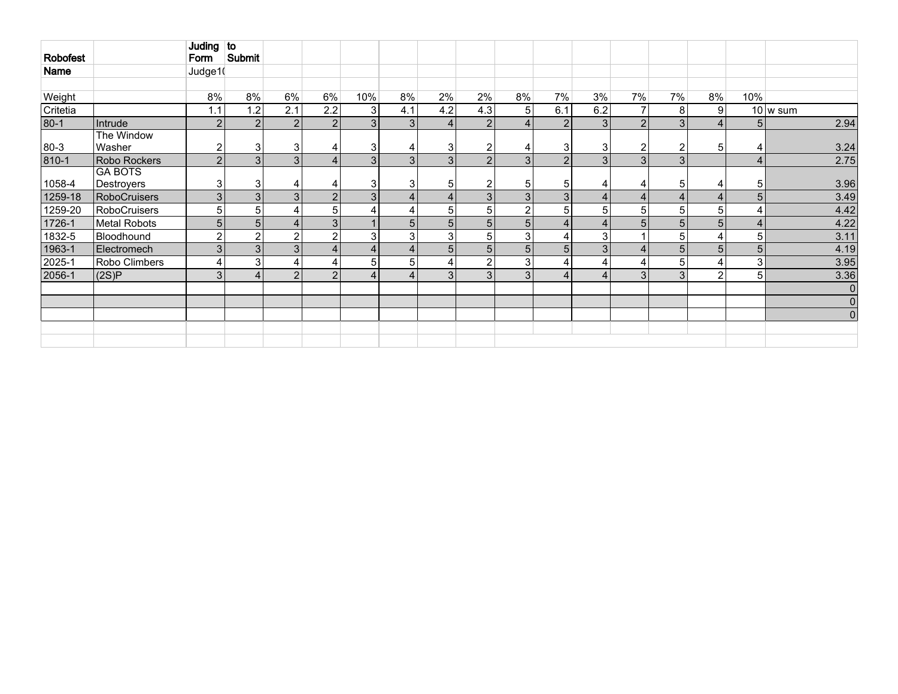| Robofest | | Juding Form | to Submit | | | | | | | | | | | | | | |
|---|---|---|---|---|---|---|---|---|---|---|---|---|---|---|---|---|---|
| Name | | Judge10 | | | | | | | | | | | | | | | |
| | | | | | | | | | | | | | | | | | |
| Weight | | 8% | 8% | 6% | 6% | 10% | 8% | 2% | 2% | 8% | 7% | 3% | 7% | 7% | 8% | 10% | |
| Critetia | | 1.1 | 1.2 | 2.1 | 2.2 | 3 | 4.1 | 4.2 | 4.3 | 5 | 6.1 | 6.2 | 7 | 8 | 9 | 10 | w sum |
| 80-1 | Intrude | 2 | 2 | 2 | 2 | 3 | 3 | 4 | 2 | 4 | 2 | 3 | 2 | 3 | 4 | 5 | 2.94 |
| 80-3 | The Window Washer | 2 | 3 | 3 | 4 | 3 | 4 | 3 | 2 | 4 | 3 | 3 | 2 | 2 | 5 | 4 | 3.24 |
| 810-1 | Robo Rockers | 2 | 3 | 3 | 4 | 3 | 3 | 3 | 2 | 3 | 2 | 3 | 3 | 3 | | 4 | 2.75 |
| 1058-4 | GA BOTS Destroyers | 3 | 3 | 4 | 4 | 3 | 3 | 5 | 2 | 5 | 5 | 4 | 4 | 5 | 4 | 5 | 3.96 |
| 1259-18 | RoboCruisers | 3 | 3 | 3 | 2 | 3 | 4 | 4 | 3 | 3 | 3 | 4 | 4 | 4 | 4 | 5 | 3.49 |
| 1259-20 | RoboCruisers | 5 | 5 | 4 | 5 | 4 | 4 | 5 | 5 | 2 | 5 | 5 | 5 | 5 | 5 | 4 | 4.42 |
| 1726-1 | Metal Robots | 5 | 5 | 4 | 3 | 1 | 5 | 5 | 5 | 5 | 4 | 4 | 5 | 5 | 5 | 4 | 4.22 |
| 1832-5 | Bloodhound | 2 | 2 | 2 | 2 | 3 | 3 | 3 | 5 | 3 | 4 | 3 | 1 | 5 | 4 | 5 | 3.11 |
| 1963-1 | Electromech | 3 | 3 | 3 | 4 | 4 | 4 | 5 | 5 | 5 | 5 | 3 | 4 | 5 | 5 | 5 | 4.19 |
| 2025-1 | Robo Climbers | 4 | 3 | 4 | 4 | 5 | 5 | 4 | 2 | 3 | 4 | 4 | 4 | 5 | 4 | 3 | 3.95 |
| 2056-1 | (2S)P | 3 | 4 | 2 | 2 | 4 | 4 | 3 | 3 | 3 | 4 | 4 | 3 | 3 | 2 | 5 | 3.36 |
| | | | | | | | | | | | | | | | | | 0 |
| | | | | | | | | | | | | | | | | | 0 |
| | | | | | | | | | | | | | | | | | 0 |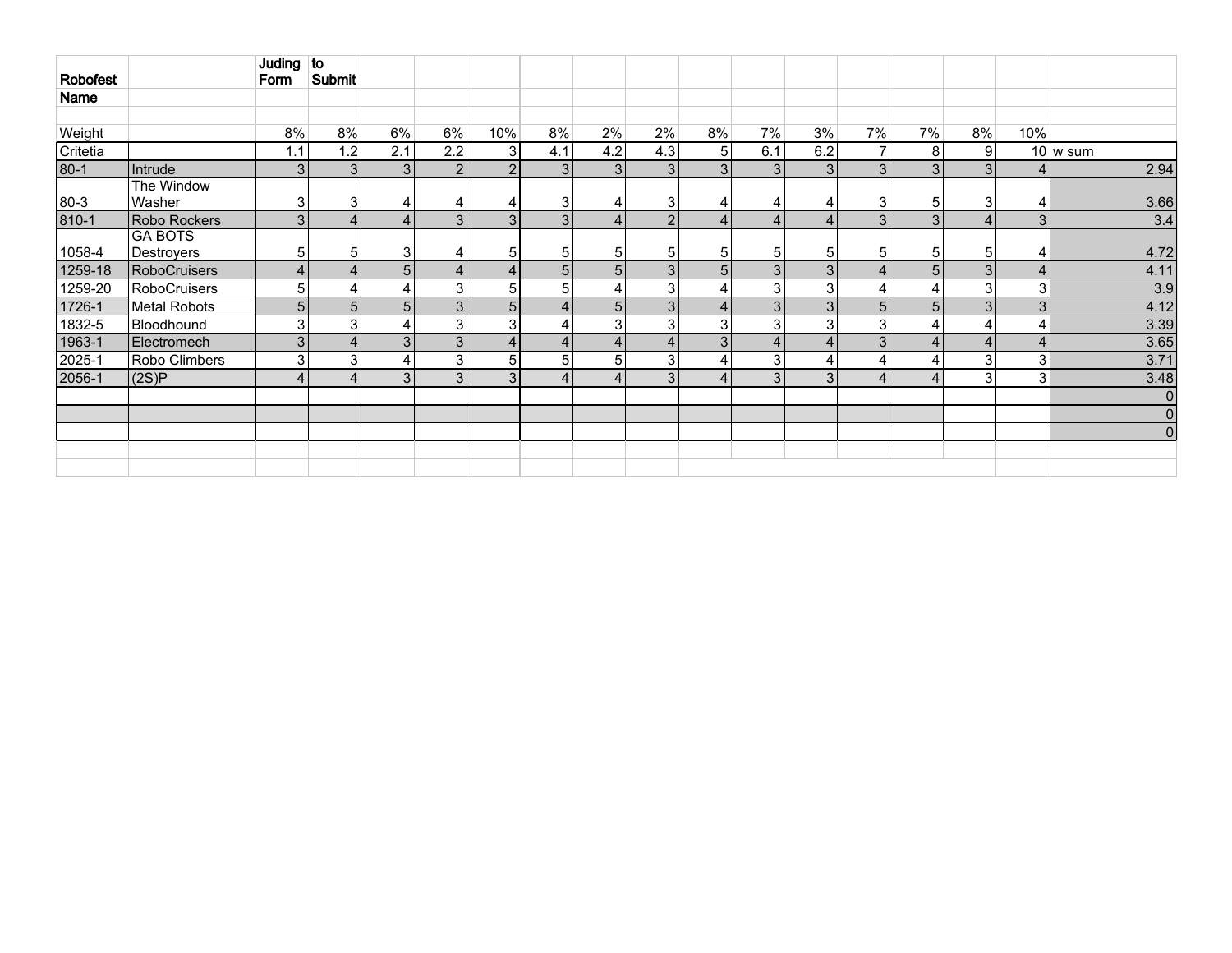| | | | | | | | | | | | | | | | | |
|---|---|---|---|---|---|---|---|---|---|---|---|---|---|---|---|---|
| **Robofest** | | **Juding Form** | **to Submit** | | | | | | | | | | | | | |
| **Name** | | | | | | | | | | | | | | | | |
| | | | | | | | | | | | | | | | | |
| Weight | | 8% | 8% | 6% | 6% | 10% | 8% | 2% | 2% | 8% | 7% | 3% | 7% | 7% | 8% | 10% | |
| Critetia | | 1.1 | 1.2 | 2.1 | 2.2 | 3 | 4.1 | 4.2 | 4.3 | 5 | 6.1 | 6.2 | 7 | 8 | 9 | 10 | w sum |
| 80-1 | Intrude | 3 | 3 | 3 | 2 | 2 | 3 | 3 | 3 | 3 | 3 | 3 | 3 | 3 | 3 | 4 | 2.94 |
| 80-3 | The Window Washer | 3 | 3 | 4 | 4 | 4 | 3 | 4 | 3 | 4 | 4 | 4 | 3 | 5 | 3 | 4 | 3.66 |
| 810-1 | Robo Rockers | 3 | 4 | 4 | 3 | 3 | 3 | 4 | 2 | 4 | 4 | 4 | 3 | 3 | 4 | 3 | 3.4 |
| 1058-4 | GA BOTS Destroyers | 5 | 5 | 3 | 4 | 5 | 5 | 5 | 5 | 5 | 5 | 5 | 5 | 5 | 5 | 4 | 4.72 |
| 1259-18 | RoboCruisers | 4 | 4 | 5 | 4 | 4 | 5 | 5 | 3 | 5 | 3 | 3 | 4 | 5 | 3 | 4 | 4.11 |
| 1259-20 | RoboCruisers | 5 | 4 | 4 | 3 | 5 | 5 | 4 | 3 | 4 | 3 | 3 | 4 | 4 | 3 | 3 | 3.9 |
| 1726-1 | Metal Robots | 5 | 5 | 5 | 3 | 5 | 4 | 5 | 3 | 4 | 3 | 3 | 5 | 5 | 3 | 3 | 4.12 |
| 1832-5 | Bloodhound | 3 | 3 | 4 | 3 | 3 | 4 | 3 | 3 | 3 | 3 | 3 | 3 | 4 | 4 | 4 | 3.39 |
| 1963-1 | Electromech | 3 | 4 | 3 | 3 | 4 | 4 | 4 | 4 | 3 | 4 | 4 | 3 | 4 | 4 | 4 | 3.65 |
| 2025-1 | Robo Climbers | 3 | 3 | 4 | 3 | 5 | 5 | 5 | 3 | 4 | 3 | 4 | 4 | 4 | 3 | 3 | 3.71 |
| 2056-1 | (2S)P | 4 | 4 | 3 | 3 | 3 | 4 | 4 | 3 | 4 | 3 | 3 | 4 | 4 | 3 | 3 | 3.48 |
| | | | | | | | | | | | | | | | | 0 |
| | | | | | | | | | | | | | | | | 0 |
| | | | | | | | | | | | | | | | | 0 |